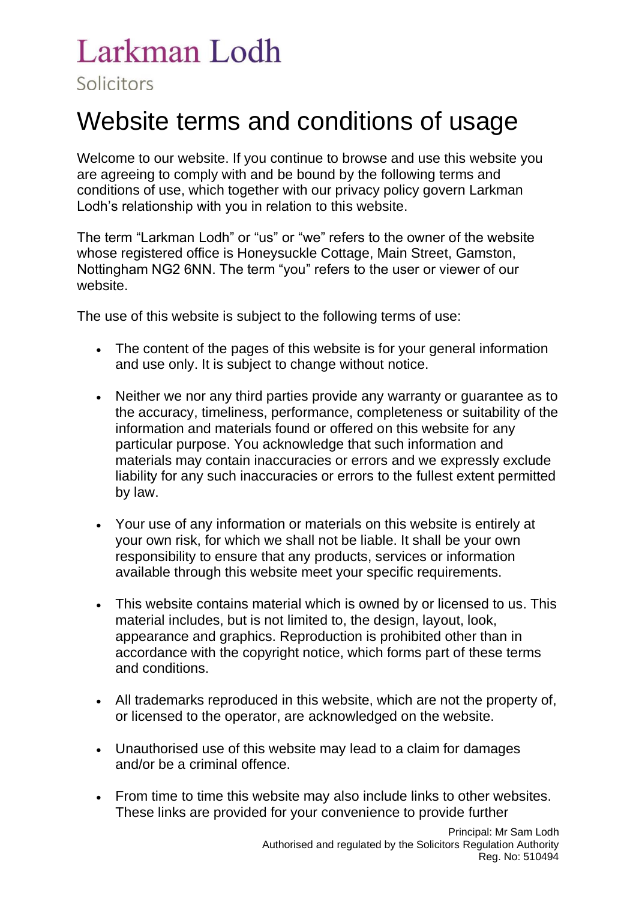# Larkman Lodh

Solicitors

# Website terms and conditions of usage

Welcome to our website. If you continue to browse and use this website you are agreeing to comply with and be bound by the following terms and conditions of use, which together with our privacy policy govern Larkman Lodh's relationship with you in relation to this website.

The term "Larkman Lodh" or "us" or "we" refers to the owner of the website whose registered office is Honeysuckle Cottage, Main Street, Gamston, Nottingham NG2 6NN. The term "you" refers to the user or viewer of our website.

The use of this website is subject to the following terms of use:

- The content of the pages of this website is for your general information and use only. It is subject to change without notice.
- Neither we nor any third parties provide any warranty or guarantee as to the accuracy, timeliness, performance, completeness or suitability of the information and materials found or offered on this website for any particular purpose. You acknowledge that such information and materials may contain inaccuracies or errors and we expressly exclude liability for any such inaccuracies or errors to the fullest extent permitted by law.
- Your use of any information or materials on this website is entirely at your own risk, for which we shall not be liable. It shall be your own responsibility to ensure that any products, services or information available through this website meet your specific requirements.
- This website contains material which is owned by or licensed to us. This material includes, but is not limited to, the design, layout, look, appearance and graphics. Reproduction is prohibited other than in accordance with the copyright notice, which forms part of these terms and conditions.
- All trademarks reproduced in this website, which are not the property of, or licensed to the operator, are acknowledged on the website.
- Unauthorised use of this website may lead to a claim for damages and/or be a criminal offence.
- From time to time this website may also include links to other websites. These links are provided for your convenience to provide further

Principal: Mr Sam Lodh
Authorised and regulated by the Solicitors Regulation Authority
Reg. No: 510494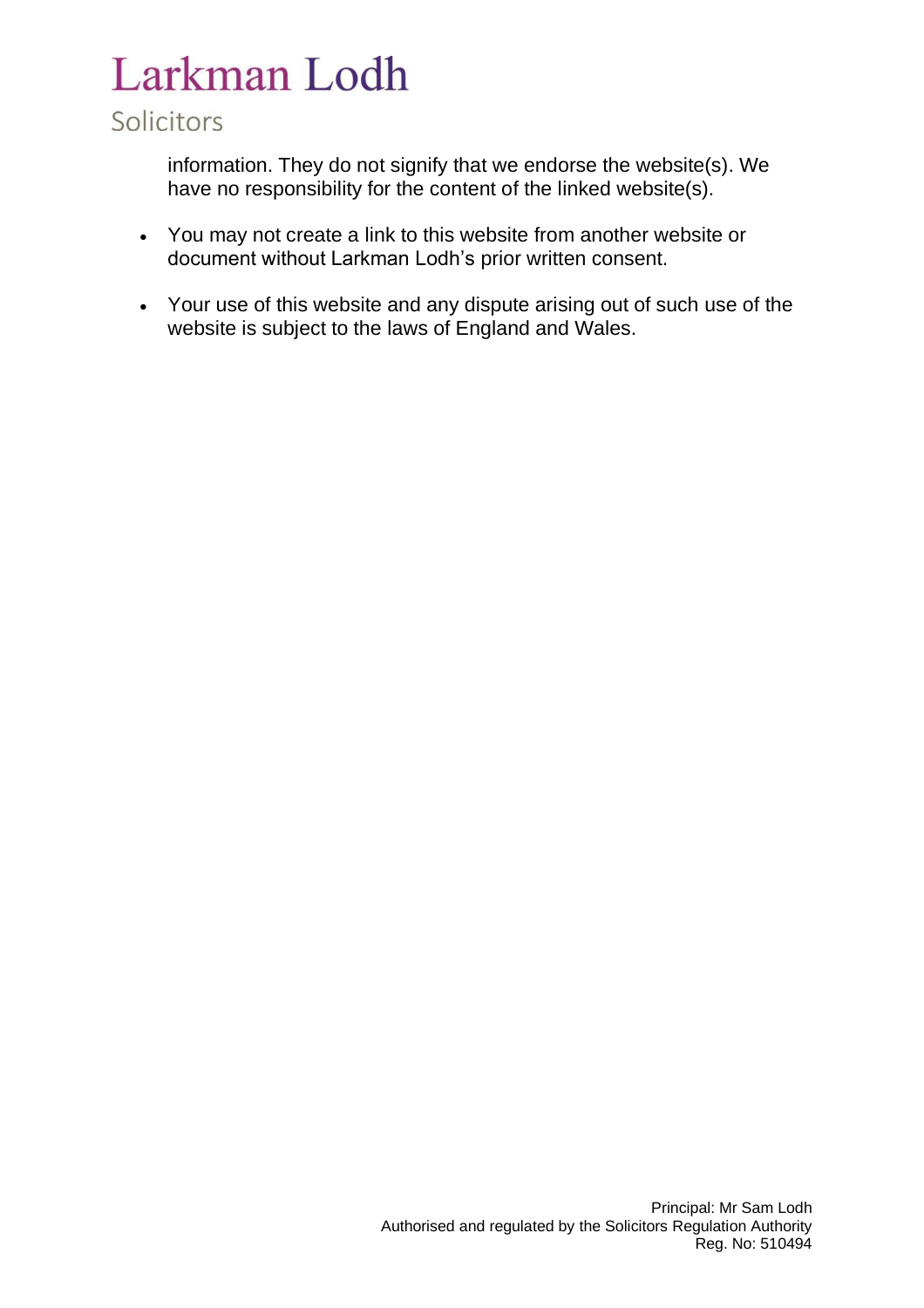information. They do not signify that we endorse the website(s). We have no responsibility for the content of the linked website(s).

- You may not create a link to this website from another website or document without Larkman Lodh's prior written consent.

- Your use of this website and any dispute arising out of such use of the website is subject to the laws of England and Wales.